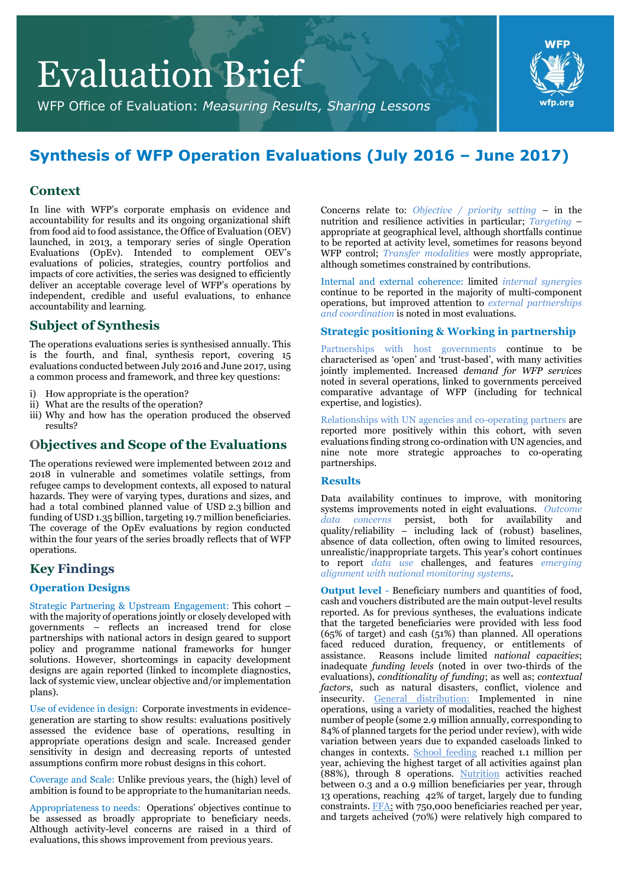# Evaluation Brief

WFP Office of Evaluation: *Measuring Results, Sharing Lessons*

WFP

wfp.org

## Synthesis of WFP Operation Evaluations (July 2016 – June 2017)

### Context

In line with WFP's corporate emphasis on evidence and accountability for results and its ongoing organizational shift from food aid to food assistance, the Office of Evaluation (OEV) launched, in 2013, a temporary series of single Operation Evaluations (OpEv). Intended to complement OEV's evaluations of policies, strategies, country portfolios and impacts of core activities, the series was designed to efficiently deliver an acceptable coverage level of WFP's operations by independent, credible and useful evaluations, to enhance accountability and learning.

### Subject of Synthesis

The operations evaluations series is synthesised annually. This is the fourth, and final, synthesis report, covering 15 evaluations conducted between July 2016 and June 2017, using a common process and framework, and three key questions:

i) How appropriate is the operation?
ii) What are the results of the operation?
iii) Why and how has the operation produced the observed results?

### Objectives and Scope of the Evaluations

The operations reviewed were implemented between 2012 and 2018 in vulnerable and sometimes volatile settings, from refugee camps to development contexts, all exposed to natural hazards. They were of varying types, durations and sizes, and had a total combined planned value of USD 2.3 billion and funding of USD 1.35 billion, targeting 19.7 million beneficiaries. The coverage of the OpEv evaluations by region conducted within the four years of the series broadly reflects that of WFP operations.

### Key Findings

#### Operation Designs

Strategic Partnering & Upstream Engagement: This cohort – with the majority of operations jointly or closely developed with governments – reflects an increased trend for close partnerships with national actors in design geared to support policy and programme national frameworks for hunger solutions. However, shortcomings in capacity development designs are again reported (linked to incomplete diagnostics, lack of systemic view, unclear objective and/or implementation plans).

Use of evidence in design: Corporate investments in evidence-generation are starting to show results: evaluations positively assessed the evidence base of operations, resulting in appropriate operations design and scale. Increased gender sensitivity in design and decreasing reports of untested assumptions confirm more robust designs in this cohort.

Coverage and Scale: Unlike previous years, the (high) level of ambition is found to be appropriate to the humanitarian needs.

Appropriateness to needs: Operations' objectives continue to be assessed as broadly appropriate to beneficiary needs. Although activity-level concerns are raised in a third of evaluations, this shows improvement from previous years.

Concerns relate to: *Objective / priority setting* – in the nutrition and resilience activities in particular; *Targeting* – appropriate at geographical level, although shortfalls continue to be reported at activity level, sometimes for reasons beyond WFP control; *Transfer modalities* were mostly appropriate, although sometimes constrained by contributions.

Internal and external coherence: limited *internal synergies* continue to be reported in the majority of multi-component operations, but improved attention to *external partnerships and coordination* is noted in most evaluations.

#### Strategic positioning & Working in partnership

Partnerships with host governments continue to be characterised as 'open' and 'trust-based', with many activities jointly implemented. Increased *demand for WFP services* noted in several operations, linked to governments perceived comparative advantage of WFP (including for technical expertise, and logistics).

Relationships with UN agencies and co-operating partners are reported more positively within this cohort, with seven evaluations finding strong co-ordination with UN agencies, and nine note more strategic approaches to co-operating partnerships.

#### Results

Data availability continues to improve, with monitoring systems improvements noted in eight evaluations. *Outcome data concerns* persist, both for availability and quality/reliability – including lack of (robust) baselines, absence of data collection, often owing to limited resources, unrealistic/inappropriate targets. This year's cohort continues to report *data use* challenges, and features *emerging alignment with national monitoring systems*.

**Output level** - Beneficiary numbers and quantities of food, cash and vouchers distributed are the main output-level results reported. As for previous syntheses, the evaluations indicate that the targeted beneficiaries were provided with less food (65% of target) and cash (51%) than planned. All operations faced reduced duration, frequency, or entitlements of assistance. Reasons include limited *national capacities*; inadequate *funding levels* (noted in over two-thirds of the evaluations), *conditionality of funding*; as well as; *contextual factors*, such as natural disasters, conflict, violence and insecurity. General distribution: Implemented in nine operations, using a variety of modalities, reached the highest number of people (some 2.9 million annually, corresponding to 84% of planned targets for the period under review), with wide variation between years due to expanded caseloads linked to changes in contexts. School feeding reached 1.1 million per year, achieving the highest target of all activities against plan (88%), through 8 operations. Nutrition activities reached between 0.3 and a 0.9 million beneficiaries per year, through 13 operations, reaching 42% of target, largely due to funding constraints. FFA: with 750,000 beneficiaries reached per year, and targets acheived (70%) were relatively high compared to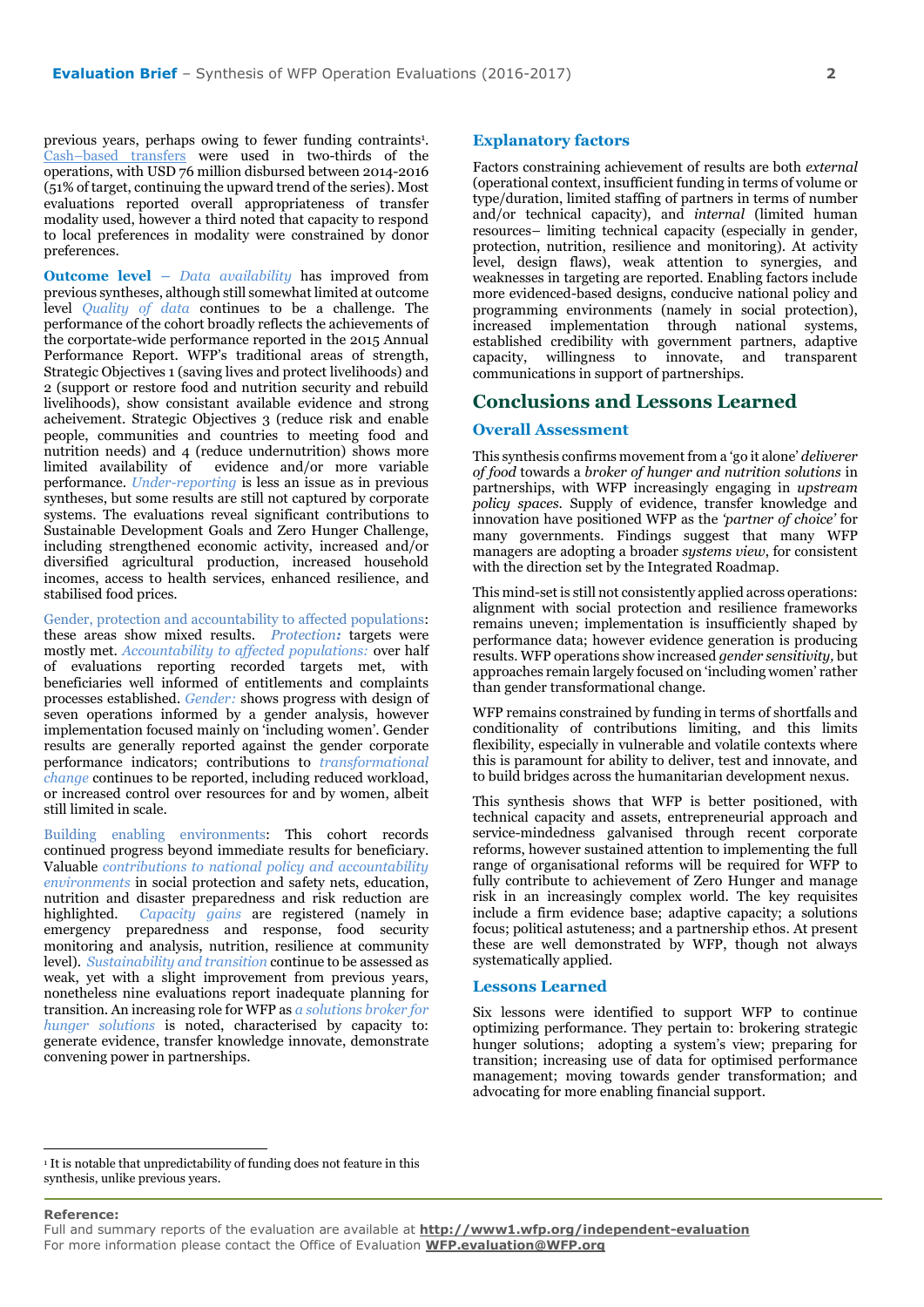previous years, perhaps owing to fewer funding contraints[1]. Cash–based transfers were used in two-thirds of the operations, with USD 76 million disbursed between 2014-2016 (51% of target, continuing the upward trend of the series). Most evaluations reported overall appropriateness of transfer modality used, however a third noted that capacity to respond to local preferences in modality were constrained by donor preferences.

**Outcome level** – *Data availability* has improved from previous syntheses, although still somewhat limited at outcome level *Quality of data* continues to be a challenge. The performance of the cohort broadly reflects the achievements of the corportate-wide performance reported in the 2015 Annual Performance Report. WFP's traditional areas of strength, Strategic Objectives 1 (saving lives and protect livelihoods) and 2 (support or restore food and nutrition security and rebuild livelihoods), show consistant available evidence and strong acheivement. Strategic Objectives 3 (reduce risk and enable people, communities and countries to meeting food and nutrition needs) and 4 (reduce undernutrition) shows more limited availability of evidence and/or more variable performance. *Under-reporting* is less an issue as in previous syntheses, but some results are still not captured by corporate systems. The evaluations reveal significant contributions to Sustainable Development Goals and Zero Hunger Challenge, including strengthened economic activity, increased and/or diversified agricultural production, increased household incomes, access to health services, enhanced resilience, and stabilised food prices.

Gender, protection and accountability to affected populations: these areas show mixed results. *Protection:* targets were mostly met. *Accountability to affected populations:* over half of evaluations reporting recorded targets met, with beneficiaries well informed of entitlements and complaints processes established. *Gender:* shows progress with design of seven operations informed by a gender analysis, however implementation focused mainly on 'including women'. Gender results are generally reported against the gender corporate performance indicators; contributions to *transformational change* continues to be reported, including reduced workload, or increased control over resources for and by women, albeit still limited in scale.

Building enabling environments: This cohort records continued progress beyond immediate results for beneficiary. Valuable *contributions to national policy and accountability environments* in social protection and safety nets, education, nutrition and disaster preparedness and risk reduction are highlighted. *Capacity gains* are registered (namely in emergency preparedness and response, food security monitoring and analysis, nutrition, resilience at community level). *Sustainability and transition* continue to be assessed as weak, yet with a slight improvement from previous years, nonetheless nine evaluations report inadequate planning for transition. An increasing role for WFP as *a solutions broker for hunger solutions* is noted, characterised by capacity to: generate evidence, transfer knowledge innovate, demonstrate convening power in partnerships.

### Explanatory factors

Factors constraining achievement of results are both *external* (operational context, insufficient funding in terms of volume or type/duration, limited staffing of partners in terms of number and/or technical capacity), and *internal* (limited human resources– limiting technical capacity (especially in gender, protection, nutrition, resilience and monitoring). At activity level, design flaws), weak attention to synergies, and weaknesses in targeting are reported. Enabling factors include more evidenced-based designs, conducive national policy and programming environments (namely in social protection), increased implementation through national systems, established credibility with government partners, adaptive capacity, willingness to innovate, and transparent communications in support of partnerships.

## Conclusions and Lessons Learned

### Overall Assessment

This synthesis confirms movement from a 'go it alone' *deliverer of food* towards a *broker of hunger and nutrition solutions* in partnerships, with WFP increasingly engaging in *upstream policy spaces*. Supply of evidence, transfer knowledge and innovation have positioned WFP as the *'partner of choice'* for many governments. Findings suggest that many WFP managers are adopting a broader *systems view*, for consistent with the direction set by the Integrated Roadmap.

This mind-set is still not consistently applied across operations: alignment with social protection and resilience frameworks remains uneven; implementation is insufficiently shaped by performance data; however evidence generation is producing results. WFP operations show increased *gender sensitivity,* but approaches remain largely focused on 'including women' rather than gender transformational change.

WFP remains constrained by funding in terms of shortfalls and conditionality of contributions limiting, and this limits flexibility, especially in vulnerable and volatile contexts where this is paramount for ability to deliver, test and innovate, and to build bridges across the humanitarian development nexus.

This synthesis shows that WFP is better positioned, with technical capacity and assets, entrepreneurial approach and service-mindedness galvanised through recent corporate reforms, however sustained attention to implementing the full range of organisational reforms will be required for WFP to fully contribute to achievement of Zero Hunger and manage risk in an increasingly complex world. The key requisites include a firm evidence base; adaptive capacity; a solutions focus; political astuteness; and a partnership ethos. At present these are well demonstrated by WFP, though not always systematically applied.

### Lessons Learned

Six lessons were identified to support WFP to continue optimizing performance. They pertain to: brokering strategic hunger solutions; adopting a system's view; preparing for transition; increasing use of data for optimised performance management; moving towards gender transformation; and advocating for more enabling financial support.

[1] It is notable that unpredictability of funding does not feature in this synthesis, unlike previous years.

**Reference:**
Full and summary reports of the evaluation are available at **http://www1.wfp.org/independent-evaluation**
For more information please contact the Office of Evaluation **WFP.evaluation@WFP.org**